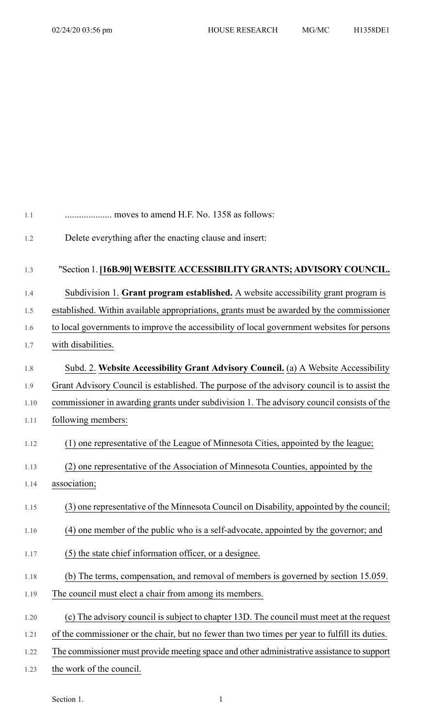.................... moves to amend H.F. No. 1358 as follows:

Delete everything after the enacting clause and insert:

"Section 1. **[16B.90] WEBSITE ACCESSIBILITY GRANTS; ADVISORY COUNCIL.**

Subdivision 1. **Grant program established.** A website accessibility grant program is established. Within available appropriations, grants must be awarded by the commissioner to local governments to improve the accessibility of local government websites for persons with disabilities.

Subd. 2. **Website Accessibility Grant Advisory Council.** (a) A Website Accessibility Grant Advisory Council is established. The purpose of the advisory council is to assist the commissioner in awarding grants under subdivision 1. The advisory council consists of the following members:

(1) one representative of the League of Minnesota Cities, appointed by the league;

(2) one representative of the Association of Minnesota Counties, appointed by the association;

(3) one representative of the Minnesota Council on Disability, appointed by the council;

(4) one member of the public who is a self-advocate, appointed by the governor; and

(5) the state chief information officer, or a designee.

(b) The terms, compensation, and removal of members is governed by section 15.059. The council must elect a chair from among its members.

(c) The advisory council is subject to chapter 13D. The council must meet at the request of the commissioner or the chair, but no fewer than two times per year to fulfill its duties. The commissioner must provide meeting space and other administrative assistance to support the work of the council.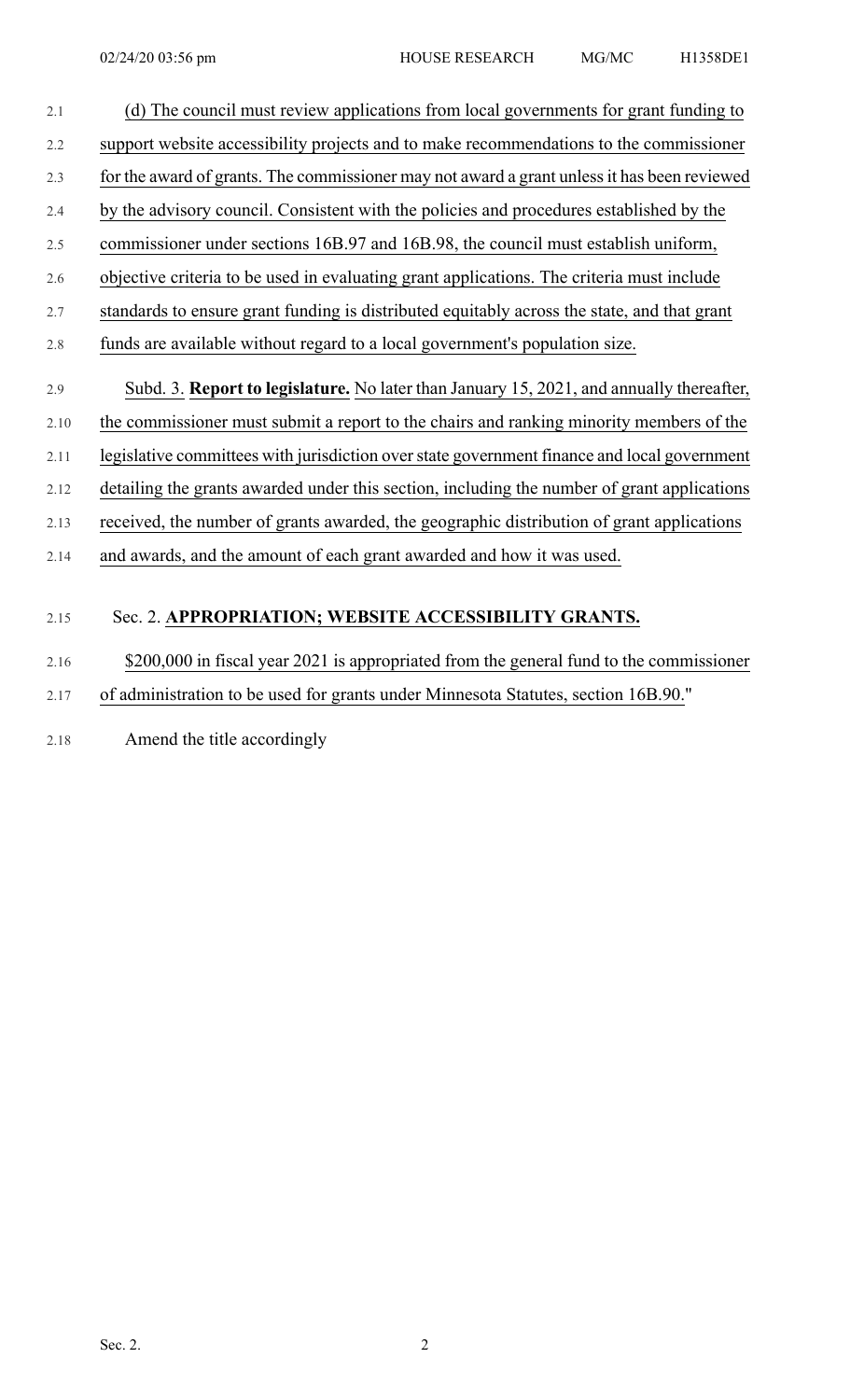(d) The council must review applications from local governments for grant funding to support website accessibility projects and to make recommendations to the commissioner for the award of grants. The commissioner may not award a grant unless it has been reviewed by the advisory council. Consistent with the policies and procedures established by the commissioner under sections 16B.97 and 16B.98, the council must establish uniform, objective criteria to be used in evaluating grant applications. The criteria must include standards to ensure grant funding is distributed equitably across the state, and that grant funds are available without regard to a local government's population size.

Subd. 3. **Report to legislature.** No later than January 15, 2021, and annually thereafter, the commissioner must submit a report to the chairs and ranking minority members of the legislative committees with jurisdiction over state government finance and local government detailing the grants awarded under this section, including the number of grant applications received, the number of grants awarded, the geographic distribution of grant applications and awards, and the amount of each grant awarded and how it was used.

Sec. 2. **APPROPRIATION; WEBSITE ACCESSIBILITY GRANTS.**

$200,000 in fiscal year 2021 is appropriated from the general fund to the commissioner of administration to be used for grants under Minnesota Statutes, section 16B.90."

Amend the title accordingly